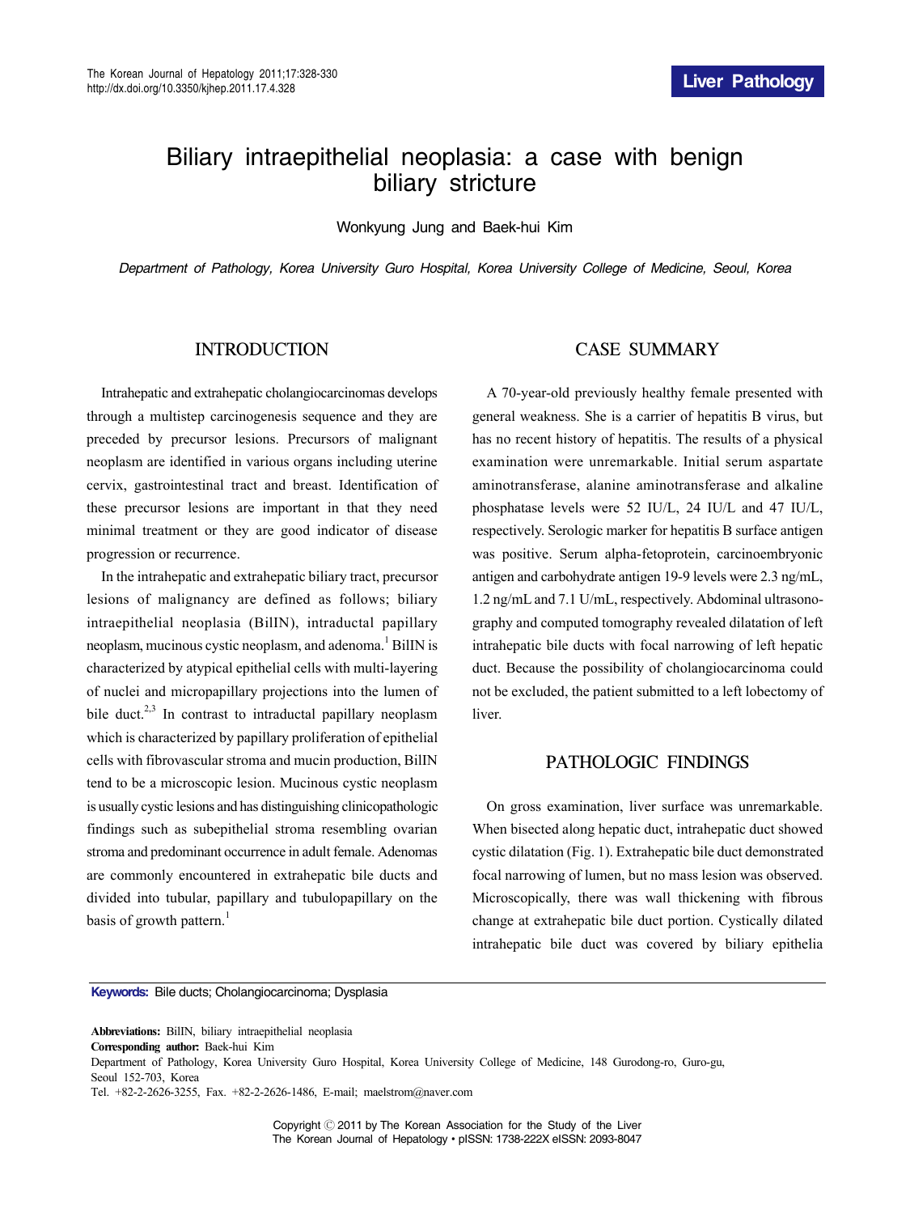# Biliary intraepithelial neoplasia: a case with benign biliary stricture

Wonkyung Jung and Baek-hui Kim

*Department of Pathology, Korea University Guro Hospital, Korea University College of Medicine, Seoul, Korea*

## INTRODUCTION

Intrahepatic and extrahepatic cholangiocarcinomas develops through a multistep carcinogenesis sequence and they are preceded by precursor lesions. Precursors of malignant neoplasm are identified in various organs including uterine cervix, gastrointestinal tract and breast. Identification of these precursor lesions are important in that they need minimal treatment or they are good indicator of disease progression or recurrence.

In the intrahepatic and extrahepatic biliary tract, precursor lesions of malignancy are defined as follows; biliary intraepithelial neoplasia (BilIN), intraductal papillary neoplasm, mucinous cystic neoplasm, and adenoma.[1] BilIN is characterized by atypical epithelial cells with multi-layering of nuclei and micropapillary projections into the lumen of bile duct.[2,3] In contrast to intraductal papillary neoplasm which is characterized by papillary proliferation of epithelial cells with fibrovascular stroma and mucin production, BilIN tend to be a microscopic lesion. Mucinous cystic neoplasm is usually cystic lesions and has distinguishing clinicopathologic findings such as subepithelial stroma resembling ovarian stroma and predominant occurrence in adult female. Adenomas are commonly encountered in extrahepatic bile ducts and divided into tubular, papillary and tubulopapillary on the basis of growth pattern.[1]

## CASE SUMMARY

A 70-year-old previously healthy female presented with general weakness. She is a carrier of hepatitis B virus, but has no recent history of hepatitis. The results of a physical examination were unremarkable. Initial serum aspartate aminotransferase, alanine aminotransferase and alkaline phosphatase levels were 52 IU/L, 24 IU/L and 47 IU/L, respectively. Serologic marker for hepatitis B surface antigen was positive. Serum alpha-fetoprotein, carcinoembryonic antigen and carbohydrate antigen 19-9 levels were 2.3 ng/mL, 1.2 ng/mL and 7.1 U/mL, respectively. Abdominal ultrasonography and computed tomography revealed dilatation of left intrahepatic bile ducts with focal narrowing of left hepatic duct. Because the possibility of cholangiocarcinoma could not be excluded, the patient submitted to a left lobectomy of liver.

## PATHOLOGIC FINDINGS

On gross examination, liver surface was unremarkable. When bisected along hepatic duct, intrahepatic duct showed cystic dilatation (Fig. 1). Extrahepatic bile duct demonstrated focal narrowing of lumen, but no mass lesion was observed. Microscopically, there was wall thickening with fibrous change at extrahepatic bile duct portion. Cystically dilated intrahepatic bile duct was covered by biliary epithelia

**Keywords:** Bile ducts; Cholangiocarcinoma; Dysplasia

**Abbreviations:** BilIN, biliary intraepithelial neoplasia
**Corresponding author:** Baek-hui Kim
Department of Pathology, Korea University Guro Hospital, Korea University College of Medicine, 148 Gurodong-ro, Guro-gu, Seoul 152-703, Korea
Tel. +82-2-2626-3255, Fax. +82-2-2626-1486, E-mail; maelstrom@naver.com

Copyright © 2011 by The Korean Association for the Study of the Liver
The Korean Journal of Hepatology • pISSN: 1738-222X eISSN: 2093-8047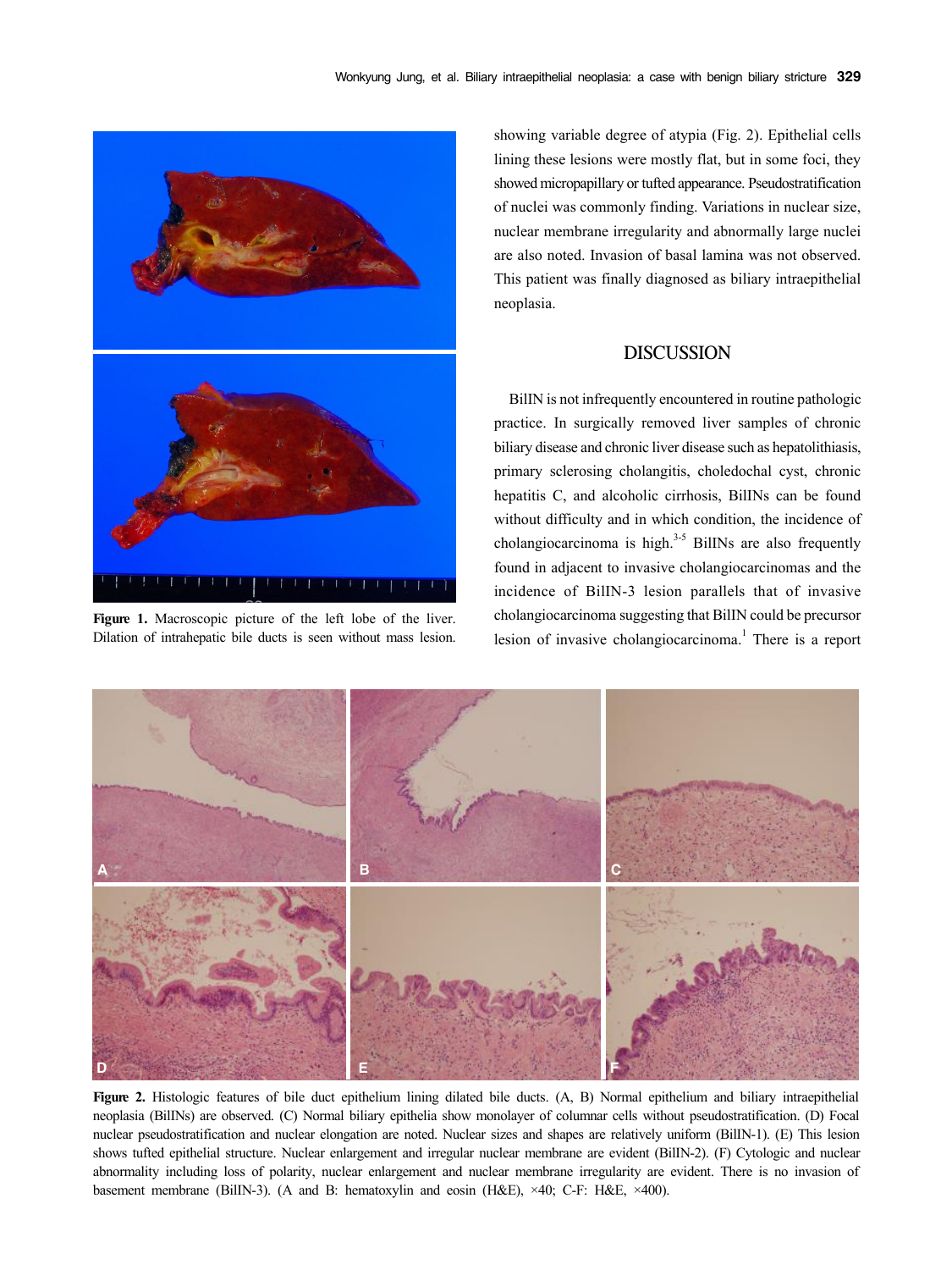Figure 1. Macroscopic picture of the left lobe of the liver. Dilation of intrahepatic bile ducts is seen without mass lesion.

showing variable degree of atypia (Fig. 2). Epithelial cells lining these lesions were mostly flat, but in some foci, they showed micropapillary or tufted appearance. Pseudostratification of nuclei was commonly finding. Variations in nuclear size, nuclear membrane irregularity and abnormally large nuclei are also noted. Invasion of basal lamina was not observed. This patient was finally diagnosed as biliary intraepithelial neoplasia.

## DISCUSSION

BilIN is not infrequently encountered in routine pathologic practice. In surgically removed liver samples of chronic biliary disease and chronic liver disease such as hepatolithiasis, primary sclerosing cholangitis, choledochal cyst, chronic hepatitis C, and alcoholic cirrhosis, BilINs can be found without difficulty and in which condition, the incidence of cholangiocarcinoma is high.[3-5] BilINs are also frequently found in adjacent to invasive cholangiocarcinomas and the incidence of BilIN-3 lesion parallels that of invasive cholangiocarcinoma suggesting that BilIN could be precursor lesion of invasive cholangiocarcinoma.[1] There is a report

Figure 2. Histologic features of bile duct epithelium lining dilated bile ducts. (A, B) Normal epithelium and biliary intraepithelial neoplasia (BilINs) are observed. (C) Normal biliary epithelia show monolayer of columnar cells without pseudostratification. (D) Focal nuclear pseudostratification and nuclear elongation are noted. Nuclear sizes and shapes are relatively uniform (BilIN-1). (E) This lesion shows tufted epithelial structure. Nuclear enlargement and irregular nuclear membrane are evident (BilIN-2). (F) Cytologic and nuclear abnormality including loss of polarity, nuclear enlargement and nuclear membrane irregularity are evident. There is no invasion of basement membrane (BilIN-3). (A and B: hematoxylin and eosin (H&E), ×40; C-F: H&E, ×400).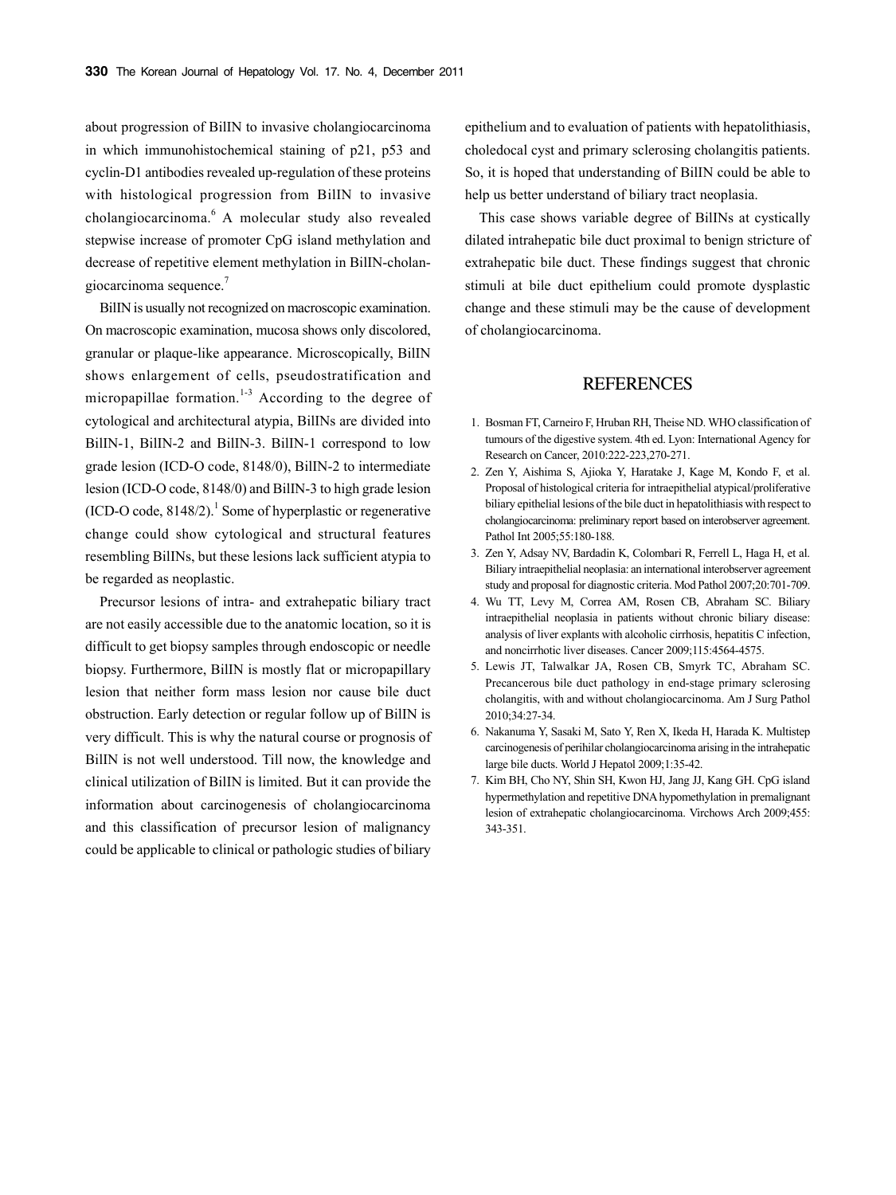about progression of BilIN to invasive cholangiocarcinoma in which immunohistochemical staining of p21, p53 and cyclin-D1 antibodies revealed up-regulation of these proteins with histological progression from BilIN to invasive cholangiocarcinoma.[6] A molecular study also revealed stepwise increase of promoter CpG island methylation and decrease of repetitive element methylation in BilIN-cholangiocarcinoma sequence.[7]

BilIN is usually not recognized on macroscopic examination. On macroscopic examination, mucosa shows only discolored, granular or plaque-like appearance. Microscopically, BilIN shows enlargement of cells, pseudostratification and micropapillae formation.[1-3] According to the degree of cytological and architectural atypia, BilINs are divided into BilIN-1, BilIN-2 and BilIN-3. BilIN-1 correspond to low grade lesion (ICD-O code, 8148/0), BilIN-2 to intermediate lesion (ICD-O code, 8148/0) and BilIN-3 to high grade lesion (ICD-O code, 8148/2).[1] Some of hyperplastic or regenerative change could show cytological and structural features resembling BilINs, but these lesions lack sufficient atypia to be regarded as neoplastic.

Precursor lesions of intra- and extrahepatic biliary tract are not easily accessible due to the anatomic location, so it is difficult to get biopsy samples through endoscopic or needle biopsy. Furthermore, BilIN is mostly flat or micropapillary lesion that neither form mass lesion nor cause bile duct obstruction. Early detection or regular follow up of BilIN is very difficult. This is why the natural course or prognosis of BilIN is not well understood. Till now, the knowledge and clinical utilization of BilIN is limited. But it can provide the information about carcinogenesis of cholangiocarcinoma and this classification of precursor lesion of malignancy could be applicable to clinical or pathologic studies of biliary epithelium and to evaluation of patients with hepatolithiasis, choledocal cyst and primary sclerosing cholangitis patients. So, it is hoped that understanding of BilIN could be able to help us better understand of biliary tract neoplasia.

This case shows variable degree of BilINs at cystically dilated intrahepatic bile duct proximal to benign stricture of extrahepatic bile duct. These findings suggest that chronic stimuli at bile duct epithelium could promote dysplastic change and these stimuli may be the cause of development of cholangiocarcinoma.

## REFERENCES

1. Bosman FT, Carneiro F, Hruban RH, Theise ND. WHO classification of tumours of the digestive system. 4th ed. Lyon: International Agency for Research on Cancer, 2010:222-223,270-271.
2. Zen Y, Aishima S, Ajioka Y, Haratake J, Kage M, Kondo F, et al. Proposal of histological criteria for intraepithelial atypical/proliferative biliary epithelial lesions of the bile duct in hepatolithiasis with respect to cholangiocarcinoma: preliminary report based on interobserver agreement. Pathol Int 2005;55:180-188.
3. Zen Y, Adsay NV, Bardadin K, Colombari R, Ferrell L, Haga H, et al. Biliary intraepithelial neoplasia: an international interobserver agreement study and proposal for diagnostic criteria. Mod Pathol 2007;20:701-709.
4. Wu TT, Levy M, Correa AM, Rosen CB, Abraham SC. Biliary intraepithelial neoplasia in patients without chronic biliary disease: analysis of liver explants with alcoholic cirrhosis, hepatitis C infection, and noncirrhotic liver diseases. Cancer 2009;115:4564-4575.
5. Lewis JT, Talwalkar JA, Rosen CB, Smyrk TC, Abraham SC. Precancerous bile duct pathology in end-stage primary sclerosing cholangitis, with and without cholangiocarcinoma. Am J Surg Pathol 2010;34:27-34.
6. Nakanuma Y, Sasaki M, Sato Y, Ren X, Ikeda H, Harada K. Multistep carcinogenesis of perihilar cholangiocarcinoma arising in the intrahepatic large bile ducts. World J Hepatol 2009;1:35-42.
7. Kim BH, Cho NY, Shin SH, Kwon HJ, Jang JJ, Kang GH. CpG island hypermethylation and repetitive DNA hypomethylation in premalignant lesion of extrahepatic cholangiocarcinoma. Virchows Arch 2009;455:343-351.